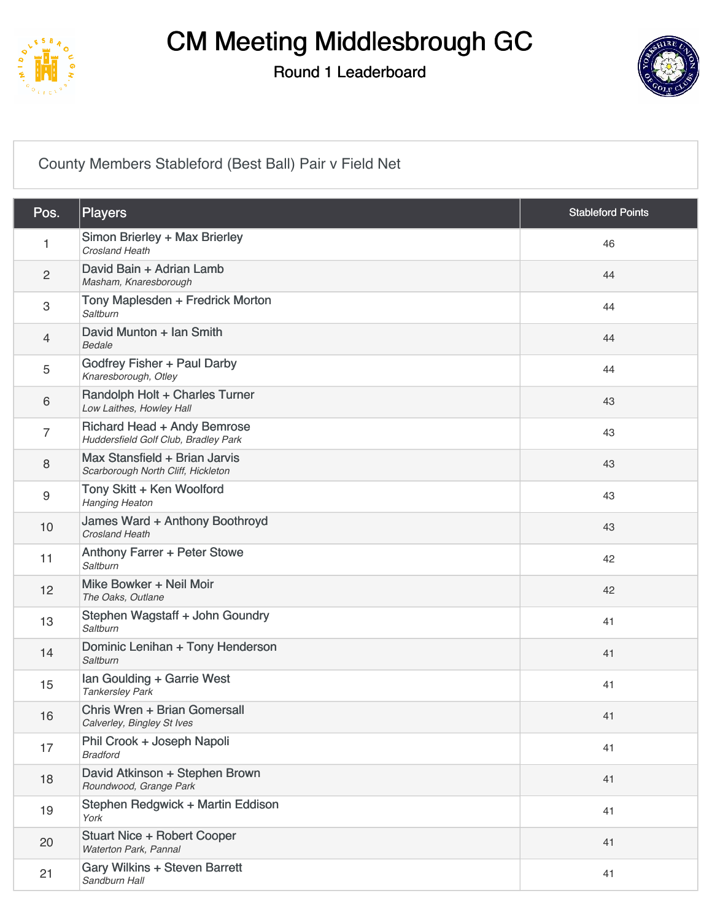# CM Meeting Middlesbrough GC

## Round 1 Leaderboard

County Members Stableford (Best Ball) Pair v Field Net

| Pos. | Players | Stableford Points |
|---|---|---|
| 1 | Simon Brierley + Max Brierley<br>*Crosland Heath* | 46 |
| 2 | David Bain + Adrian Lamb<br>*Masham, Knaresborough* | 44 |
| 3 | Tony Maplesden + Fredrick Morton<br>*Saltburn* | 44 |
| 4 | David Munton + Ian Smith<br>*Bedale* | 44 |
| 5 | Godfrey Fisher + Paul Darby<br>*Knaresborough, Otley* | 44 |
| 6 | Randolph Holt + Charles Turner<br>*Low Laithes, Howley Hall* | 43 |
| 7 | Richard Head + Andy Bemrose<br>*Huddersfield Golf Club, Bradley Park* | 43 |
| 8 | Max Stansfield + Brian Jarvis<br>*Scarborough North Cliff, Hickleton* | 43 |
| 9 | Tony Skitt + Ken Woolford<br>*Hanging Heaton* | 43 |
| 10 | James Ward + Anthony Boothroyd<br>*Crosland Heath* | 43 |
| 11 | Anthony Farrer + Peter Stowe<br>*Saltburn* | 42 |
| 12 | Mike Bowker + Neil Moir<br>*The Oaks, Outlane* | 42 |
| 13 | Stephen Wagstaff + John Goundry<br>*Saltburn* | 41 |
| 14 | Dominic Lenihan + Tony Henderson<br>*Saltburn* | 41 |
| 15 | Ian Goulding + Garrie West<br>*Tankersley Park* | 41 |
| 16 | Chris Wren + Brian Gomersall<br>*Calverley, Bingley St Ives* | 41 |
| 17 | Phil Crook + Joseph Napoli<br>*Bradford* | 41 |
| 18 | David Atkinson + Stephen Brown<br>*Roundwood, Grange Park* | 41 |
| 19 | Stephen Redgwick + Martin Eddison<br>*York* | 41 |
| 20 | Stuart Nice + Robert Cooper<br>*Waterton Park, Pannal* | 41 |
| 21 | Gary Wilkins + Steven Barrett<br>*Sandburn Hall* | 41 |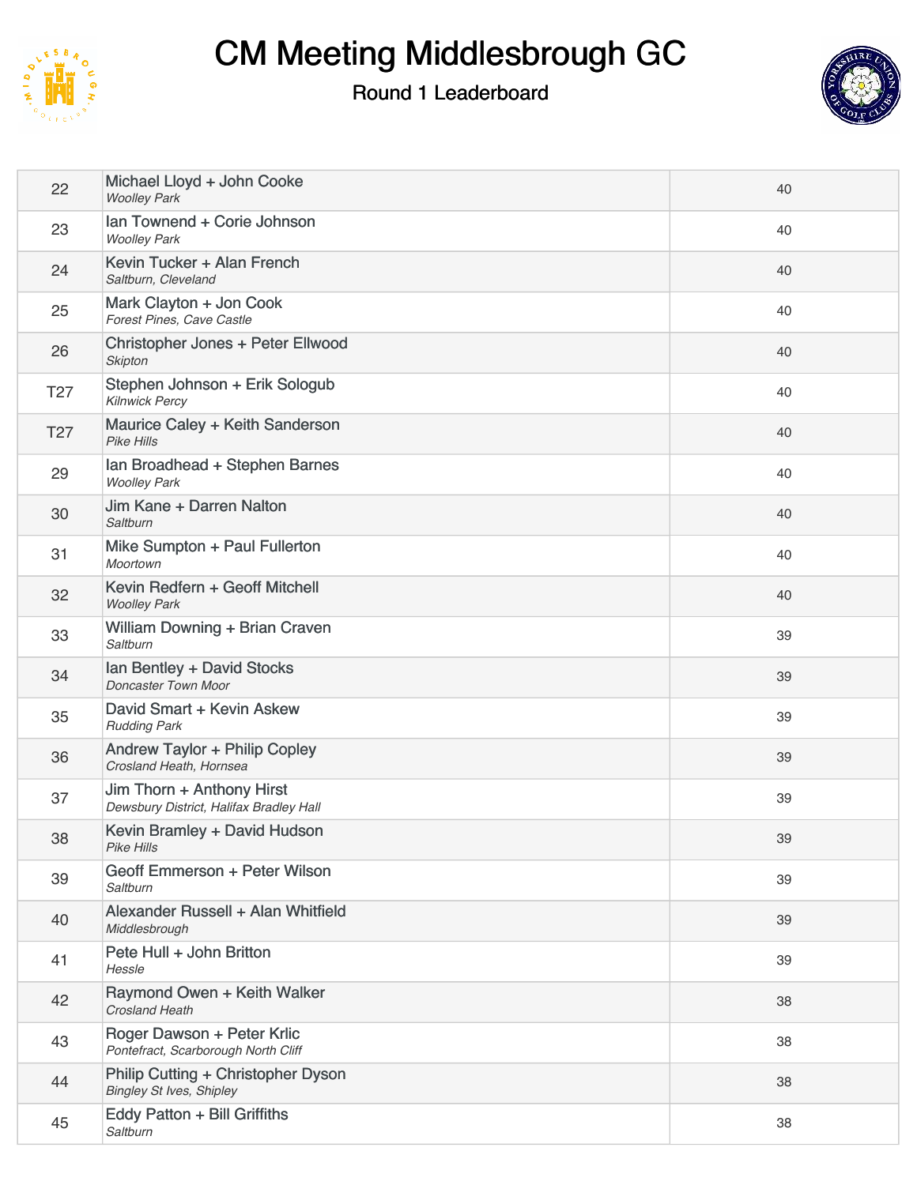# CM Meeting Middlesbrough GC

## Round 1 Leaderboard

| | | |
|---|---|---|
| 22 | Michael Lloyd + John Cooke<br>*Woolley Park* | 40 |
| 23 | Ian Townend + Corie Johnson<br>*Woolley Park* | 40 |
| 24 | Kevin Tucker + Alan French<br>*Saltburn, Cleveland* | 40 |
| 25 | Mark Clayton + Jon Cook<br>*Forest Pines, Cave Castle* | 40 |
| 26 | Christopher Jones + Peter Ellwood<br>*Skipton* | 40 |
| T27 | Stephen Johnson + Erik Sologub<br>*Kilnwick Percy* | 40 |
| T27 | Maurice Caley + Keith Sanderson<br>*Pike Hills* | 40 |
| 29 | Ian Broadhead + Stephen Barnes<br>*Woolley Park* | 40 |
| 30 | Jim Kane + Darren Nalton<br>*Saltburn* | 40 |
| 31 | Mike Sumpton + Paul Fullerton<br>*Moortown* | 40 |
| 32 | Kevin Redfern + Geoff Mitchell<br>*Woolley Park* | 40 |
| 33 | William Downing + Brian Craven<br>*Saltburn* | 39 |
| 34 | Ian Bentley + David Stocks<br>*Doncaster Town Moor* | 39 |
| 35 | David Smart + Kevin Askew<br>*Rudding Park* | 39 |
| 36 | Andrew Taylor + Philip Copley<br>*Crosland Heath, Hornsea* | 39 |
| 37 | Jim Thorn + Anthony Hirst<br>*Dewsbury District, Halifax Bradley Hall* | 39 |
| 38 | Kevin Bramley + David Hudson<br>*Pike Hills* | 39 |
| 39 | Geoff Emmerson + Peter Wilson<br>*Saltburn* | 39 |
| 40 | Alexander Russell + Alan Whitfield<br>*Middlesbrough* | 39 |
| 41 | Pete Hull + John Britton<br>*Hessle* | 39 |
| 42 | Raymond Owen + Keith Walker<br>*Crosland Heath* | 38 |
| 43 | Roger Dawson + Peter Krlic<br>*Pontefract, Scarborough North Cliff* | 38 |
| 44 | Philip Cutting + Christopher Dyson<br>*Bingley St Ives, Shipley* | 38 |
| 45 | Eddy Patton + Bill Griffiths<br>*Saltburn* | 38 |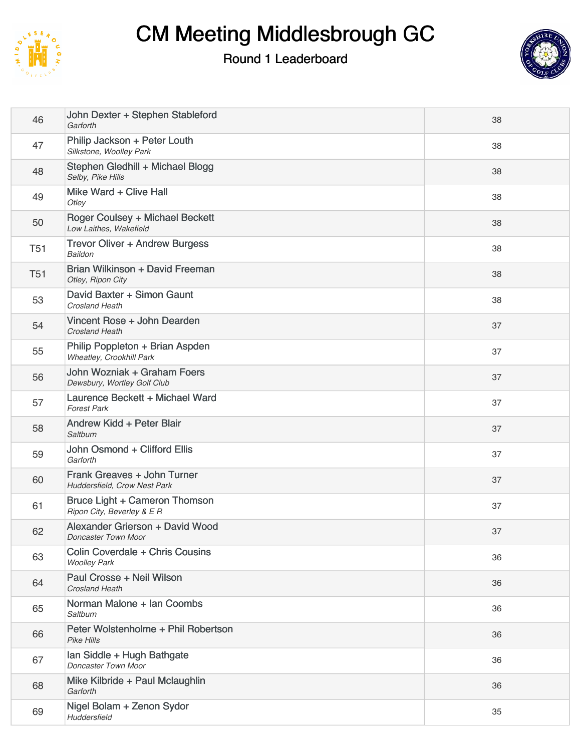# CM Meeting Middlesbrough GC

## Round 1 Leaderboard

| | | |
|---|---|---|
| 46 | John Dexter + Stephen Stableford<br>*Garforth* | 38 |
| 47 | Philip Jackson + Peter Louth<br>*Silkstone, Woolley Park* | 38 |
| 48 | Stephen Gledhill + Michael Blogg<br>*Selby, Pike Hills* | 38 |
| 49 | Mike Ward + Clive Hall<br>*Otley* | 38 |
| 50 | Roger Coulsey + Michael Beckett<br>*Low Laithes, Wakefield* | 38 |
| T51 | Trevor Oliver + Andrew Burgess<br>*Baildon* | 38 |
| T51 | Brian Wilkinson + David Freeman<br>*Otley, Ripon City* | 38 |
| 53 | David Baxter + Simon Gaunt<br>*Crosland Heath* | 38 |
| 54 | Vincent Rose + John Dearden<br>*Crosland Heath* | 37 |
| 55 | Philip Poppleton + Brian Aspden<br>*Wheatley, Crookhill Park* | 37 |
| 56 | John Wozniak + Graham Foers<br>*Dewsbury, Wortley Golf Club* | 37 |
| 57 | Laurence Beckett + Michael Ward<br>*Forest Park* | 37 |
| 58 | Andrew Kidd + Peter Blair<br>*Saltburn* | 37 |
| 59 | John Osmond + Clifford Ellis<br>*Garforth* | 37 |
| 60 | Frank Greaves + John Turner<br>*Huddersfield, Crow Nest Park* | 37 |
| 61 | Bruce Light + Cameron Thomson<br>*Ripon City, Beverley & E R* | 37 |
| 62 | Alexander Grierson + David Wood<br>*Doncaster Town Moor* | 37 |
| 63 | Colin Coverdale + Chris Cousins<br>*Woolley Park* | 36 |
| 64 | Paul Crosse + Neil Wilson<br>*Crosland Heath* | 36 |
| 65 | Norman Malone + Ian Coombs<br>*Saltburn* | 36 |
| 66 | Peter Wolstenholme + Phil Robertson<br>*Pike Hills* | 36 |
| 67 | Ian Siddle + Hugh Bathgate<br>*Doncaster Town Moor* | 36 |
| 68 | Mike Kilbride + Paul Mclaughlin<br>*Garforth* | 36 |
| 69 | Nigel Bolam + Zenon Sydor<br>*Huddersfield* | 35 |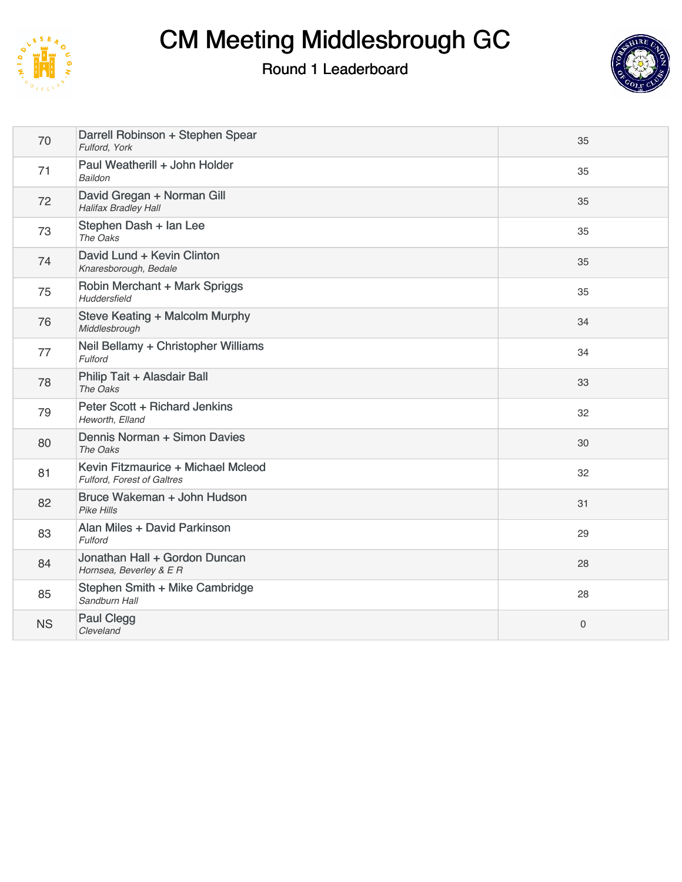# CM Meeting Middlesbrough GC

## Round 1 Leaderboard

| | | |
|---|---|---|
| 70 | Darrell Robinson + Stephen Spear<br>*Fulford, York* | 35 |
| 71 | Paul Weatherill + John Holder<br>*Baildon* | 35 |
| 72 | David Gregan + Norman Gill<br>*Halifax Bradley Hall* | 35 |
| 73 | Stephen Dash + Ian Lee<br>*The Oaks* | 35 |
| 74 | David Lund + Kevin Clinton<br>*Knaresborough, Bedale* | 35 |
| 75 | Robin Merchant + Mark Spriggs<br>*Huddersfield* | 35 |
| 76 | Steve Keating + Malcolm Murphy<br>*Middlesbrough* | 34 |
| 77 | Neil Bellamy + Christopher Williams<br>*Fulford* | 34 |
| 78 | Philip Tait + Alasdair Ball<br>*The Oaks* | 33 |
| 79 | Peter Scott + Richard Jenkins<br>*Heworth, Elland* | 32 |
| 80 | Dennis Norman + Simon Davies<br>*The Oaks* | 30 |
| 81 | Kevin Fitzmaurice + Michael Mcleod<br>*Fulford, Forest of Galtres* | 32 |
| 82 | Bruce Wakeman + John Hudson<br>*Pike Hills* | 31 |
| 83 | Alan Miles + David Parkinson<br>*Fulford* | 29 |
| 84 | Jonathan Hall + Gordon Duncan<br>*Hornsea, Beverley & E R* | 28 |
| 85 | Stephen Smith + Mike Cambridge<br>*Sandburn Hall* | 28 |
| NS | Paul Clegg<br>*Cleveland* | 0 |